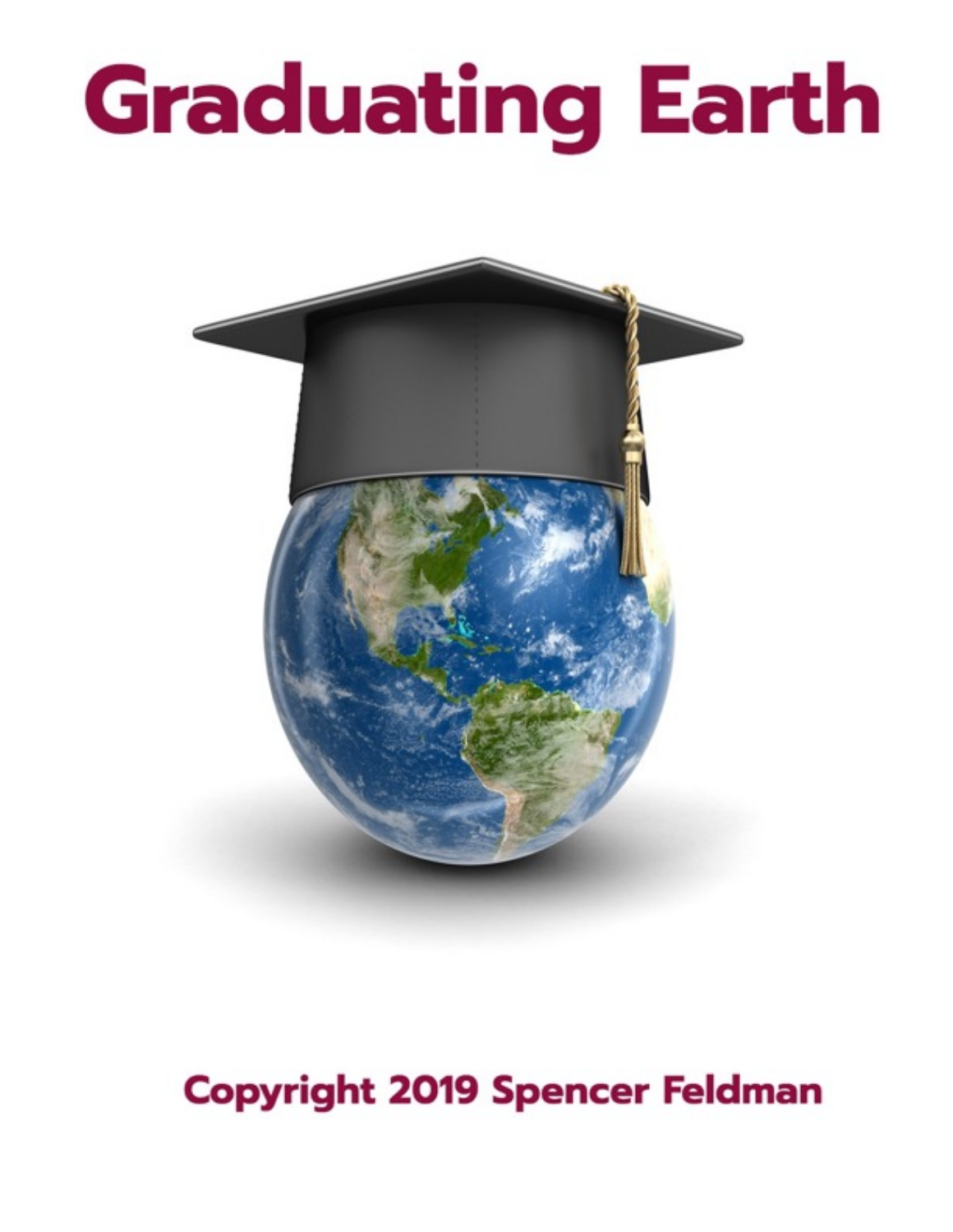# Graduating Earth

**Copyright 2019 Spencer Feldman**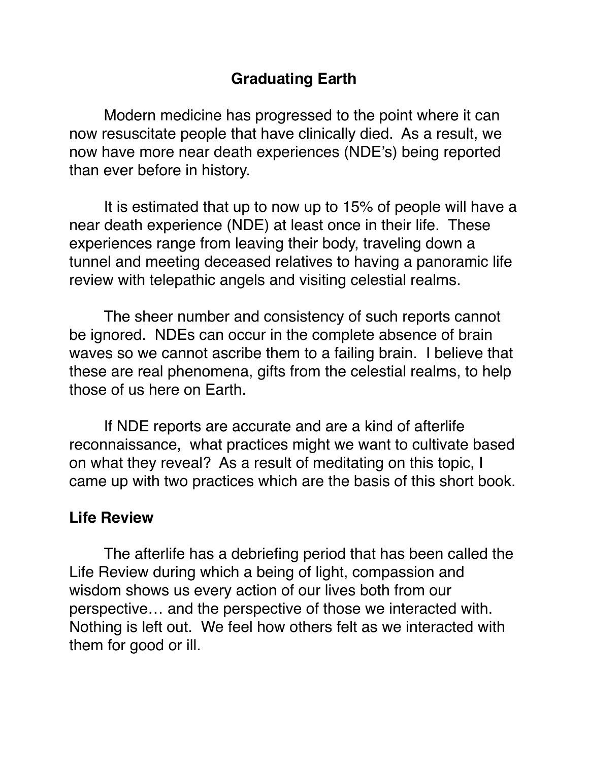# Graduating Earth

Modern medicine has progressed to the point where it can now resuscitate people that have clinically died. As a result, we now have more near death experiences (NDE's) being reported than ever before in history.

It is estimated that up to now up to 15% of people will have a near death experience (NDE) at least once in their life. These experiences range from leaving their body, traveling down a tunnel and meeting deceased relatives to having a panoramic life review with telepathic angels and visiting celestial realms.

The sheer number and consistency of such reports cannot be ignored. NDEs can occur in the complete absence of brain waves so we cannot ascribe them to a failing brain. I believe that these are real phenomena, gifts from the celestial realms, to help those of us here on Earth.

If NDE reports are accurate and are a kind of afterlife reconnaissance, what practices might we want to cultivate based on what they reveal? As a result of meditating on this topic, I came up with two practices which are the basis of this short book.

## Life Review

The afterlife has a debriefing period that has been called the Life Review during which a being of light, compassion and wisdom shows us every action of our lives both from our perspective… and the perspective of those we interacted with. Nothing is left out. We feel how others felt as we interacted with them for good or ill.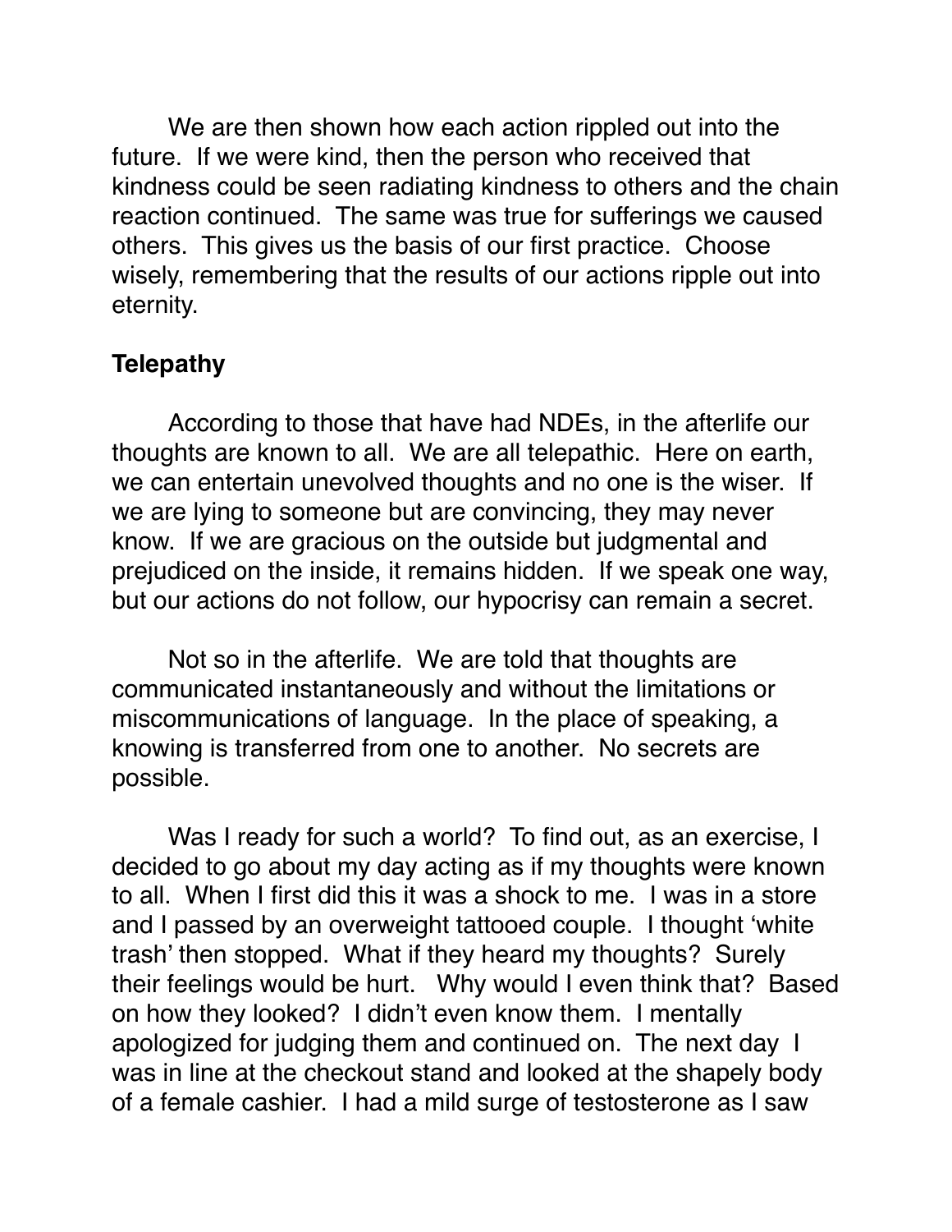We are then shown how each action rippled out into the future. If we were kind, then the person who received that kindness could be seen radiating kindness to others and the chain reaction continued. The same was true for sufferings we caused others. This gives us the basis of our first practice. Choose wisely, remembering that the results of our actions ripple out into eternity.

**Telepathy**

According to those that have had NDEs, in the afterlife our thoughts are known to all. We are all telepathic. Here on earth, we can entertain unevolved thoughts and no one is the wiser. If we are lying to someone but are convincing, they may never know. If we are gracious on the outside but judgmental and prejudiced on the inside, it remains hidden. If we speak one way, but our actions do not follow, our hypocrisy can remain a secret.

Not so in the afterlife. We are told that thoughts are communicated instantaneously and without the limitations or miscommunications of language. In the place of speaking, a knowing is transferred from one to another. No secrets are possible.

Was I ready for such a world? To find out, as an exercise, I decided to go about my day acting as if my thoughts were known to all. When I first did this it was a shock to me. I was in a store and I passed by an overweight tattooed couple. I thought 'white trash' then stopped. What if they heard my thoughts? Surely their feelings would be hurt. Why would I even think that? Based on how they looked? I didn't even know them. I mentally apologized for judging them and continued on. The next day I was in line at the checkout stand and looked at the shapely body of a female cashier. I had a mild surge of testosterone as I saw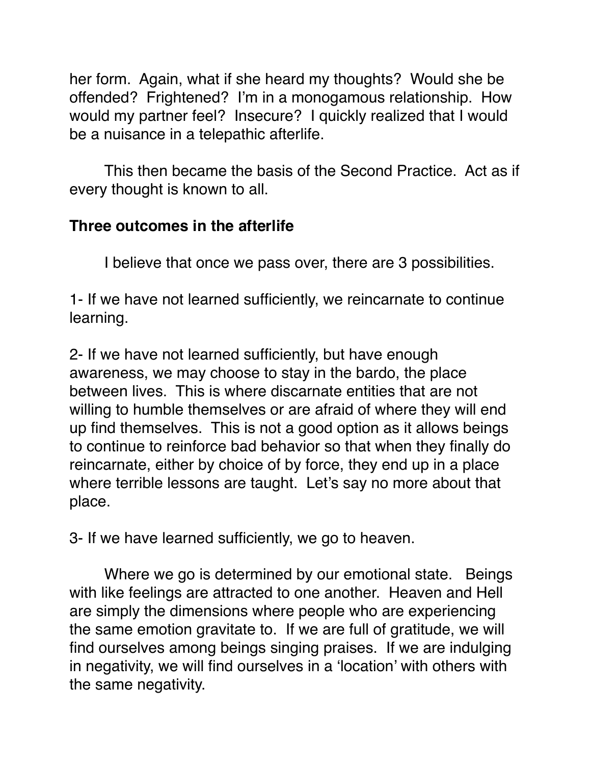her form. Again, what if she heard my thoughts? Would she be offended? Frightened? I'm in a monogamous relationship. How would my partner feel? Insecure? I quickly realized that I would be a nuisance in a telepathic afterlife.

This then became the basis of the Second Practice. Act as if every thought is known to all.

**Three outcomes in the afterlife**

I believe that once we pass over, there are 3 possibilities.

1- If we have not learned sufficiently, we reincarnate to continue learning.

2- If we have not learned sufficiently, but have enough awareness, we may choose to stay in the bardo, the place between lives. This is where discarnate entities that are not willing to humble themselves or are afraid of where they will end up find themselves. This is not a good option as it allows beings to continue to reinforce bad behavior so that when they finally do reincarnate, either by choice of by force, they end up in a place where terrible lessons are taught. Let's say no more about that place.

3- If we have learned sufficiently, we go to heaven.

Where we go is determined by our emotional state. Beings with like feelings are attracted to one another. Heaven and Hell are simply the dimensions where people who are experiencing the same emotion gravitate to. If we are full of gratitude, we will find ourselves among beings singing praises. If we are indulging in negativity, we will find ourselves in a 'location' with others with the same negativity.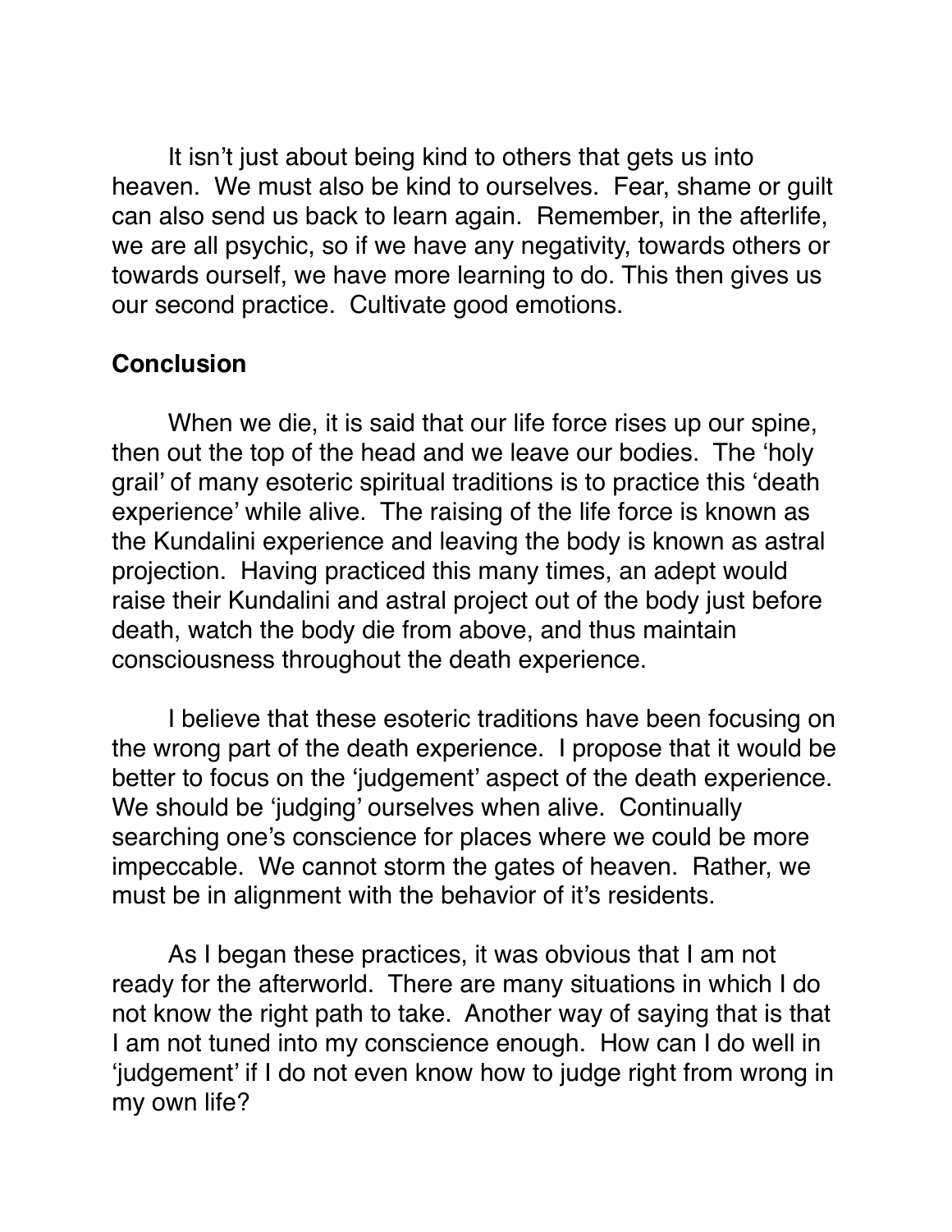It isn't just about being kind to others that gets us into heaven. We must also be kind to ourselves. Fear, shame or guilt can also send us back to learn again. Remember, in the afterlife, we are all psychic, so if we have any negativity, towards others or towards ourself, we have more learning to do. This then gives us our second practice. Cultivate good emotions.

**Conclusion**

When we die, it is said that our life force rises up our spine, then out the top of the head and we leave our bodies. The 'holy grail' of many esoteric spiritual traditions is to practice this 'death experience' while alive. The raising of the life force is known as the Kundalini experience and leaving the body is known as astral projection. Having practiced this many times, an adept would raise their Kundalini and astral project out of the body just before death, watch the body die from above, and thus maintain consciousness throughout the death experience.

I believe that these esoteric traditions have been focusing on the wrong part of the death experience. I propose that it would be better to focus on the 'judgement' aspect of the death experience. We should be 'judging' ourselves when alive. Continually searching one's conscience for places where we could be more impeccable. We cannot storm the gates of heaven. Rather, we must be in alignment with the behavior of it's residents.

As I began these practices, it was obvious that I am not ready for the afterworld. There are many situations in which I do not know the right path to take. Another way of saying that is that I am not tuned into my conscience enough. How can I do well in 'judgement' if I do not even know how to judge right from wrong in my own life?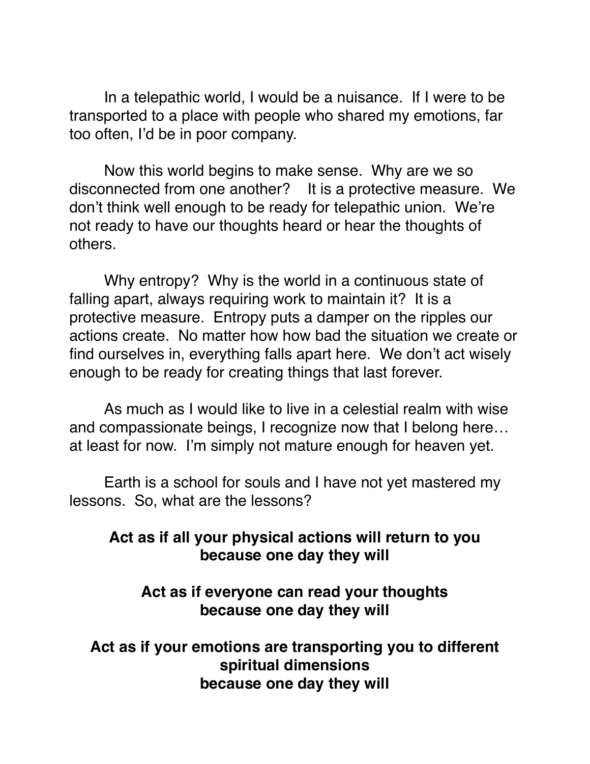In a telepathic world, I would be a nuisance.  If I were to be transported to a place with people who shared my emotions, far too often, I'd be in poor company.

Now this world begins to make sense.  Why are we so disconnected from one another?   It is a protective measure.  We don't think well enough to be ready for telepathic union.  We're not ready to have our thoughts heard or hear the thoughts of others.

Why entropy?  Why is the world in a continuous state of falling apart, always requiring work to maintain it?  It is a protective measure.  Entropy puts a damper on the ripples our actions create.  No matter how how bad the situation we create or find ourselves in, everything falls apart here.  We don't act wisely enough to be ready for creating things that last forever.

As much as I would like to live in a celestial realm with wise and compassionate beings, I recognize now that I belong here… at least for now.  I'm simply not mature enough for heaven yet.

Earth is a school for souls and I have not yet mastered my lessons.  So, what are the lessons?

**Act as if all your physical actions will return to you because one day they will**

**Act as if everyone can read your thoughts because one day they will**

**Act as if your emotions are transporting you to different spiritual dimensions because one day they will**